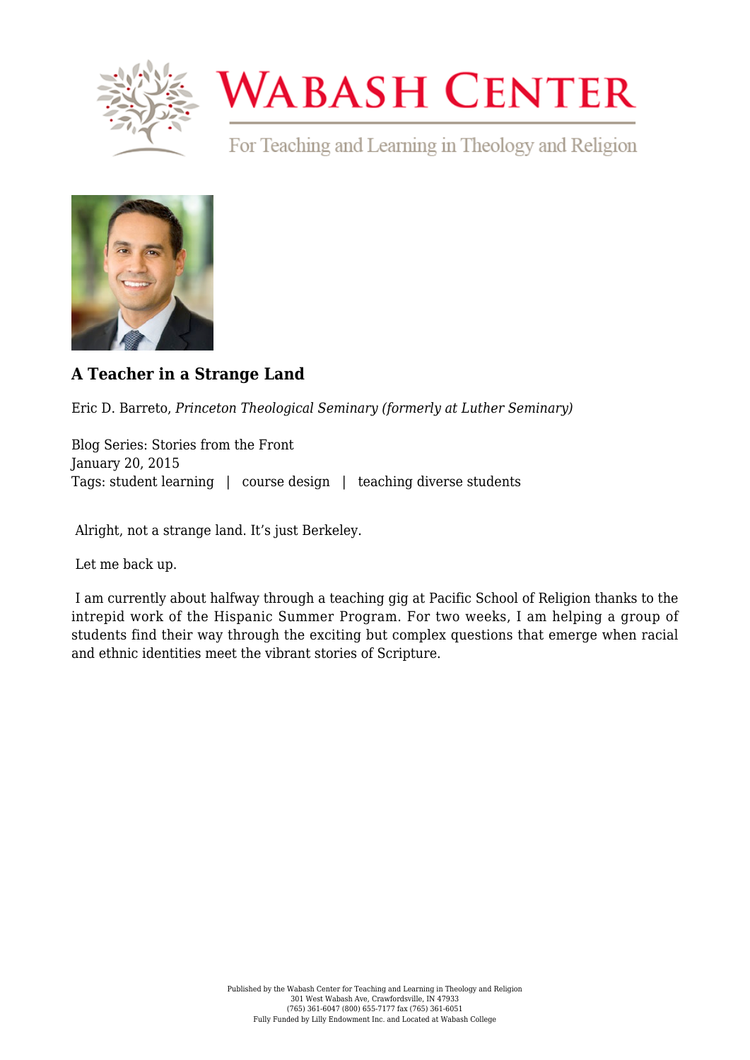# A Teacher in a Strange Land

Eric D. Barreto, *Princeton Theological Seminary (formerly at Luther Seminary)*

Blog Series: Stories from the Front
January 20, 2015
Tags: student learning | course design | teaching diverse students

Alright, not a strange land. It's just Berkeley.

Let me back up.

I am currently about halfway through a teaching gig at Pacific School of Religion thanks to the intrepid work of the Hispanic Summer Program. For two weeks, I am helping a group of students find their way through the exciting but complex questions that emerge when racial and ethnic identities meet the vibrant stories of Scripture.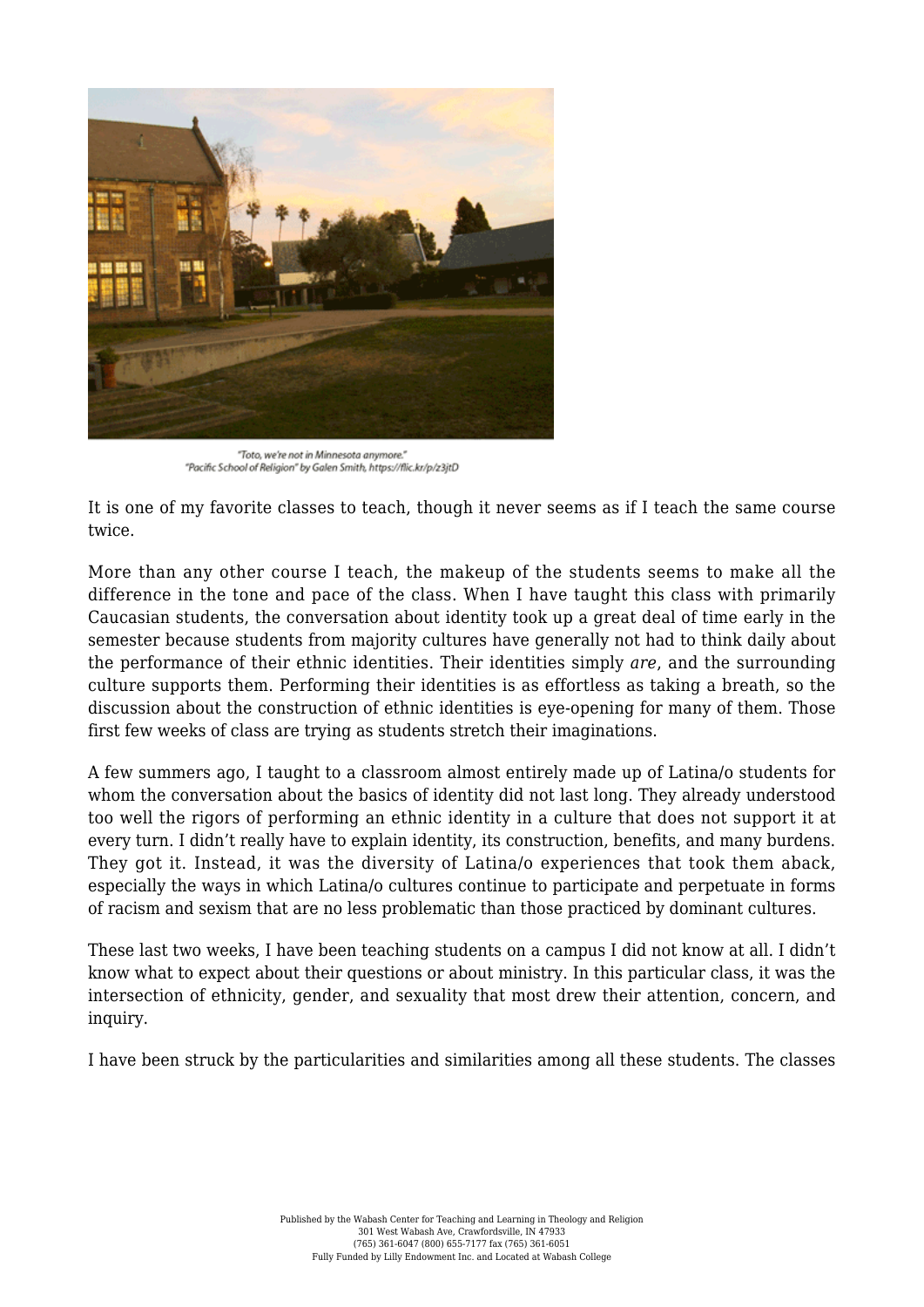"Toto, we're not in Minnesota anymore."
"Pacific School of Religion" by Galen Smith, https://flic.kr/p/z3jtD

It is one of my favorite classes to teach, though it never seems as if I teach the same course twice.

More than any other course I teach, the makeup of the students seems to make all the difference in the tone and pace of the class. When I have taught this class with primarily Caucasian students, the conversation about identity took up a great deal of time early in the semester because students from majority cultures have generally not had to think daily about the performance of their ethnic identities. Their identities simply *are*, and the surrounding culture supports them. Performing their identities is as effortless as taking a breath, so the discussion about the construction of ethnic identities is eye-opening for many of them. Those first few weeks of class are trying as students stretch their imaginations.

A few summers ago, I taught to a classroom almost entirely made up of Latina/o students for whom the conversation about the basics of identity did not last long. They already understood too well the rigors of performing an ethnic identity in a culture that does not support it at every turn. I didn't really have to explain identity, its construction, benefits, and many burdens. They got it. Instead, it was the diversity of Latina/o experiences that took them aback, especially the ways in which Latina/o cultures continue to participate and perpetuate in forms of racism and sexism that are no less problematic than those practiced by dominant cultures.

These last two weeks, I have been teaching students on a campus I did not know at all. I didn't know what to expect about their questions or about ministry. In this particular class, it was the intersection of ethnicity, gender, and sexuality that most drew their attention, concern, and inquiry.

I have been struck by the particularities and similarities among all these students. The classes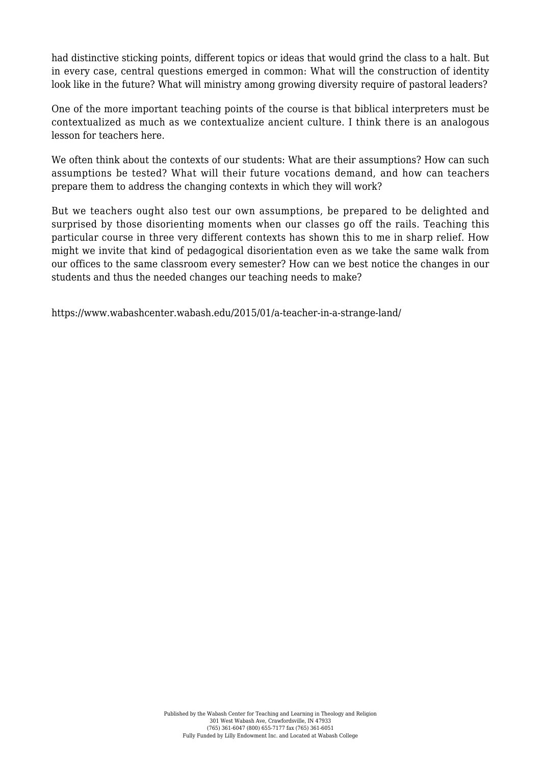had distinctive sticking points, different topics or ideas that would grind the class to a halt. But in every case, central questions emerged in common: What will the construction of identity look like in the future? What will ministry among growing diversity require of pastoral leaders?

One of the more important teaching points of the course is that biblical interpreters must be contextualized as much as we contextualize ancient culture. I think there is an analogous lesson for teachers here.

We often think about the contexts of our students: What are their assumptions? How can such assumptions be tested? What will their future vocations demand, and how can teachers prepare them to address the changing contexts in which they will work?

But we teachers ought also test our own assumptions, be prepared to be delighted and surprised by those disorienting moments when our classes go off the rails. Teaching this particular course in three very different contexts has shown this to me in sharp relief. How might we invite that kind of pedagogical disorientation even as we take the same walk from our offices to the same classroom every semester? How can we best notice the changes in our students and thus the needed changes our teaching needs to make?

https://www.wabashcenter.wabash.edu/2015/01/a-teacher-in-a-strange-land/